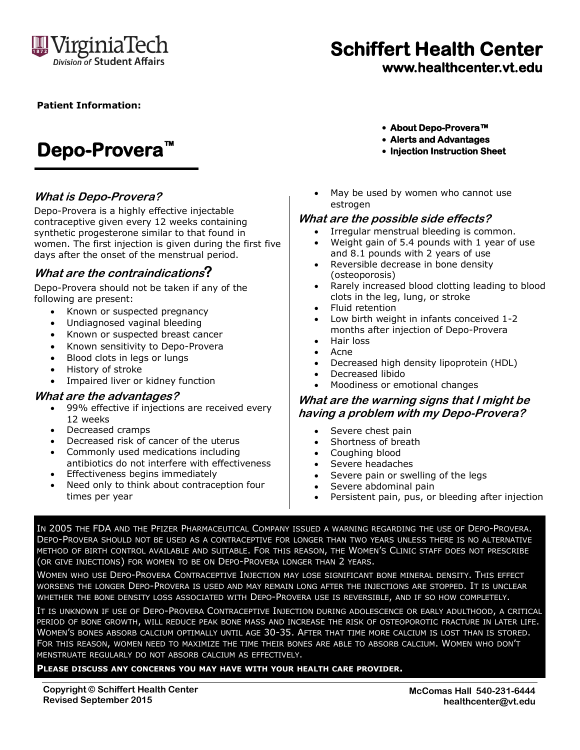# Schiffert Health Center

**www.healthcenter.vt.edu**

**Patient Information:**

# Depo-Provera™

- **About Depo-Provera™**
- **Alerts and Advantages**
- **Injection Instruction Sheet**

### *What is Depo-Provera?*

Depo-Provera is a highly effective injectable contraceptive given every 12 weeks containing synthetic progesterone similar to that found in women. The first injection is given during the first five days after the onset of the menstrual period.

### *What are the contraindications?*

Depo-Provera should not be taken if any of the following are present:

- Known or suspected pregnancy
- Undiagnosed vaginal bleeding
- Known or suspected breast cancer
- Known sensitivity to Depo-Provera
- Blood clots in legs or lungs
- History of stroke
- Impaired liver or kidney function

### *What are the advantages?*

- 99% effective if injections are received every 12 weeks
- Decreased cramps
- Decreased risk of cancer of the uterus
- Commonly used medications including antibiotics do not interfere with effectiveness
- Effectiveness begins immediately
- Need only to think about contraception four times per year
- May be used by women who cannot use estrogen

### *What are the possible side effects?*

- Irregular menstrual bleeding is common.
- Weight gain of 5.4 pounds with 1 year of use and 8.1 pounds with 2 years of use
- Reversible decrease in bone density (osteoporosis)
- Rarely increased blood clotting leading to blood clots in the leg, lung, or stroke
- Fluid retention
- Low birth weight in infants conceived 1-2 months after injection of Depo-Provera
- Hair loss
- Acne
- Decreased high density lipoprotein (HDL)
- Decreased libido
- Moodiness or emotional changes

### *What are the warning signs that I might be having a problem with my Depo-Provera?*

- Severe chest pain
- Shortness of breath
- Coughing blood
- Severe headaches
- Severe pain or swelling of the legs
- Severe abdominal pain
- Persistent pain, pus, or bleeding after injection

In 2005 the FDA and the Pfizer Pharmaceutical Company issued a warning regarding the use of Depo-Provera. Depo-Provera should not be used as a contraceptive for longer than two years unless there is no alternative method of birth control available and suitable. For this reason, the Women's Clinic staff does not prescribe (or give injections) for women to be on Depo-Provera longer than 2 years.

Women who use Depo-Provera Contraceptive Injection may lose significant bone mineral density. This effect worsens the longer Depo-Provera is used and may remain long after the injections are stopped. It is unclear whether the bone density loss associated with Depo-Provera use is reversible, and if so how completely.

It is unknown if use of Depo-Provera Contraceptive Injection during adolescence or early adulthood, a critical period of bone growth, will reduce peak bone mass and increase the risk of osteoporotic fracture in later life. Women's bones absorb calcium optimally until age 30-35. After that time more calcium is lost than is stored. For this reason, women need to maximize the time their bones are able to absorb calcium. Women who don't menstruate regularly do not absorb calcium as effectively.

**Please discuss any concerns you may have with your health care provider.**

**Copyright © Schiffert Health Center**
**Revised September 2015**

**McComas Hall 540-231-6444**
**healthcenter@vt.edu**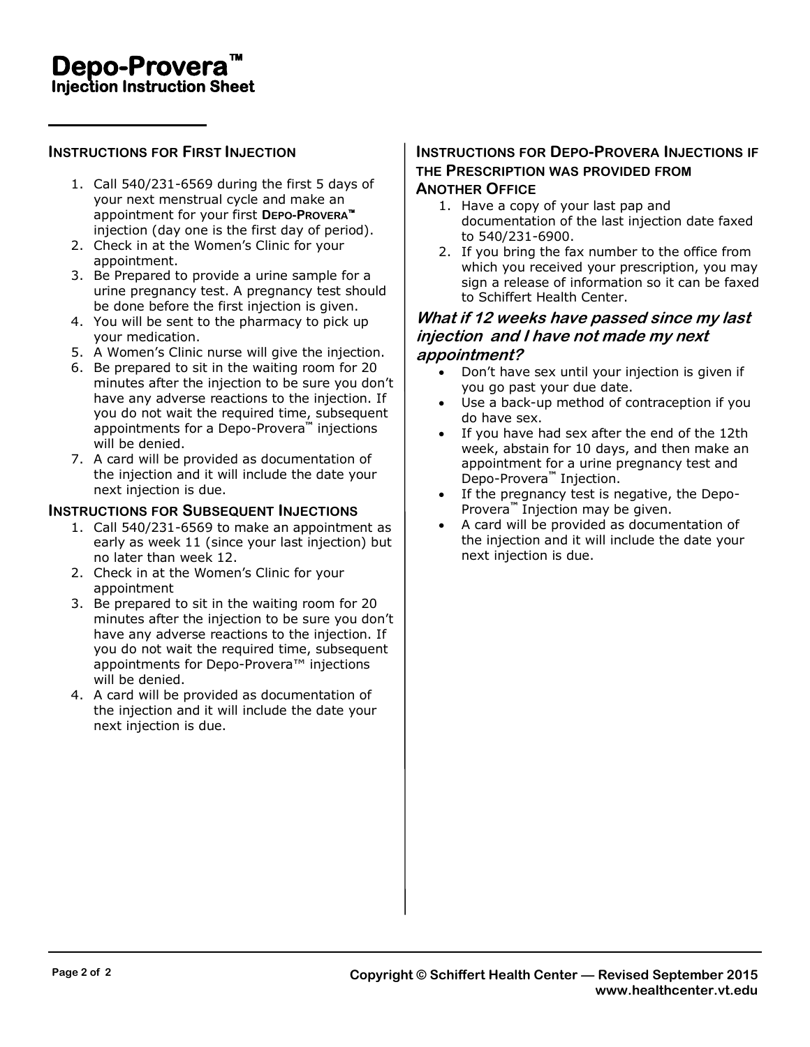# Depo-Provera™
## Injection Instruction Sheet

### Instructions for First Injection

1. Call 540/231-6569 during the first 5 days of your next menstrual cycle and make an appointment for your first **Depo-Provera™** injection (day one is the first day of period).
2. Check in at the Women's Clinic for your appointment.
3. Be Prepared to provide a urine sample for a urine pregnancy test. A pregnancy test should be done before the first injection is given.
4. You will be sent to the pharmacy to pick up your medication.
5. A Women's Clinic nurse will give the injection.
6. Be prepared to sit in the waiting room for 20 minutes after the injection to be sure you don't have any adverse reactions to the injection. If you do not wait the required time, subsequent appointments for a Depo-Provera™ injections will be denied.
7. A card will be provided as documentation of the injection and it will include the date your next injection is due.

### Instructions for Subsequent Injections

1. Call 540/231-6569 to make an appointment as early as week 11 (since your last injection) but no later than week 12.
2. Check in at the Women's Clinic for your appointment
3. Be prepared to sit in the waiting room for 20 minutes after the injection to be sure you don't have any adverse reactions to the injection. If you do not wait the required time, subsequent appointments for Depo-Provera™ injections will be denied.
4. A card will be provided as documentation of the injection and it will include the date your next injection is due.

### Instructions for Depo-Provera Injections if the Prescription was provided from Another Office

1. Have a copy of your last pap and documentation of the last injection date faxed to 540/231-6900.
2. If you bring the fax number to the office from which you received your prescription, you may sign a release of information so it can be faxed to Schiffert Health Center.

### *What if 12 weeks have passed since my last injection and I have not made my next appointment?*

- Don't have sex until your injection is given if you go past your due date.
- Use a back-up method of contraception if you do have sex.
- If you have had sex after the end of the 12th week, abstain for 10 days, and then make an appointment for a urine pregnancy test and Depo-Provera™ Injection.
- If the pregnancy test is negative, the Depo-Provera™ Injection may be given.
- A card will be provided as documentation of the injection and it will include the date your next injection is due.

Copyright © Schiffert Health Center — Revised September 2015
www.healthcenter.vt.edu